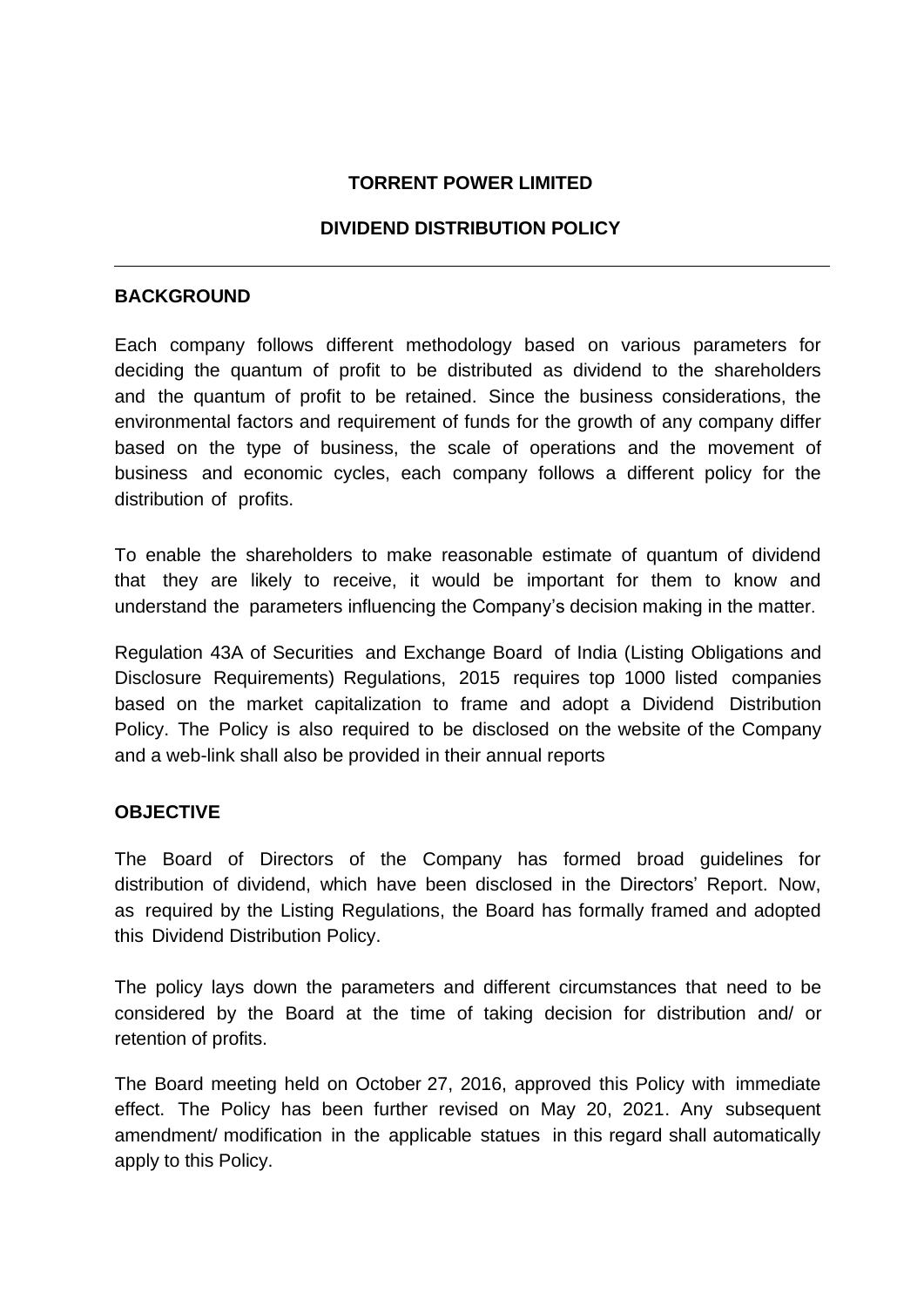# TORRENT POWER LIMITED

## DIVIDEND DISTRIBUTION POLICY

---

### BACKGROUND

Each company follows different methodology based on various parameters for deciding the quantum of profit to be distributed as dividend to the shareholders and the quantum of profit to be retained. Since the business considerations, the environmental factors and requirement of funds for the growth of any company differ based on the type of business, the scale of operations and the movement of business and economic cycles, each company follows a different policy for the distribution of profits.

To enable the shareholders to make reasonable estimate of quantum of dividend that they are likely to receive, it would be important for them to know and understand the parameters influencing the Company's decision making in the matter.

Regulation 43A of Securities and Exchange Board of India (Listing Obligations and Disclosure Requirements) Regulations, 2015 requires top 1000 listed companies based on the market capitalization to frame and adopt a Dividend Distribution Policy. The Policy is also required to be disclosed on the website of the Company and a web-link shall also be provided in their annual reports

### OBJECTIVE

The Board of Directors of the Company has formed broad guidelines for distribution of dividend, which have been disclosed in the Directors' Report. Now, as required by the Listing Regulations, the Board has formally framed and adopted this Dividend Distribution Policy.

The policy lays down the parameters and different circumstances that need to be considered by the Board at the time of taking decision for distribution and/ or retention of profits.

The Board meeting held on October 27, 2016, approved this Policy with immediate effect. The Policy has been further revised on May 20, 2021. Any subsequent amendment/ modification in the applicable statues in this regard shall automatically apply to this Policy.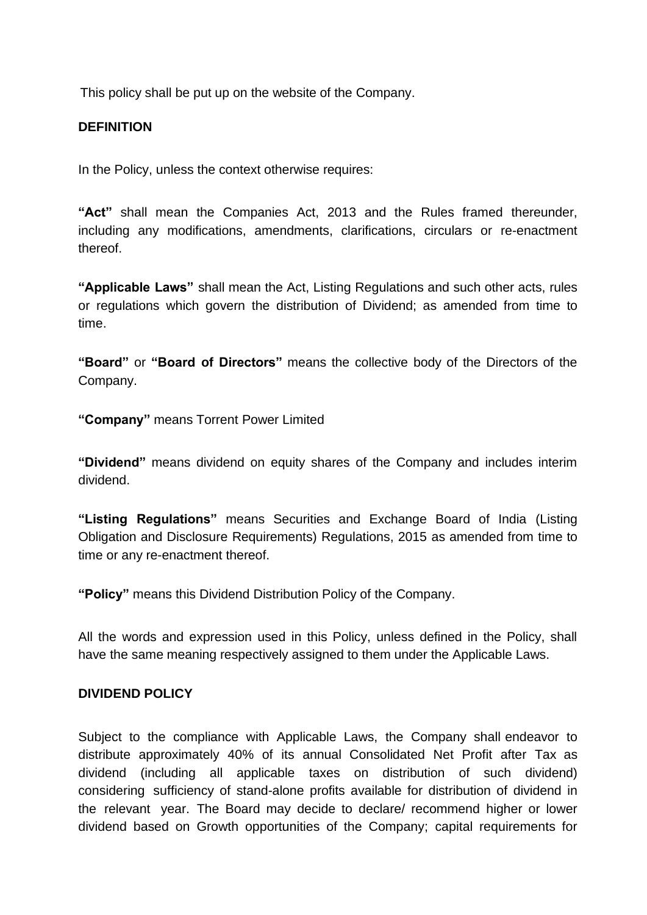This policy shall be put up on the website of the Company.

**DEFINITION**

In the Policy, unless the context otherwise requires:

**"Act"** shall mean the Companies Act, 2013 and the Rules framed thereunder, including any modifications, amendments, clarifications, circulars or re-enactment thereof.

**"Applicable Laws"** shall mean the Act, Listing Regulations and such other acts, rules or regulations which govern the distribution of Dividend; as amended from time to time.

**"Board"** or **"Board of Directors"** means the collective body of the Directors of the Company.

**"Company"** means Torrent Power Limited

**"Dividend"** means dividend on equity shares of the Company and includes interim dividend.

**"Listing Regulations"** means Securities and Exchange Board of India (Listing Obligation and Disclosure Requirements) Regulations, 2015 as amended from time to time or any re-enactment thereof.

**"Policy"** means this Dividend Distribution Policy of the Company.

All the words and expression used in this Policy, unless defined in the Policy, shall have the same meaning respectively assigned to them under the Applicable Laws.

**DIVIDEND POLICY**

Subject to the compliance with Applicable Laws, the Company shall endeavor to distribute approximately 40% of its annual Consolidated Net Profit after Tax as dividend (including all applicable taxes on distribution of such dividend) considering sufficiency of stand-alone profits available for distribution of dividend in the relevant year. The Board may decide to declare/ recommend higher or lower dividend based on Growth opportunities of the Company; capital requirements for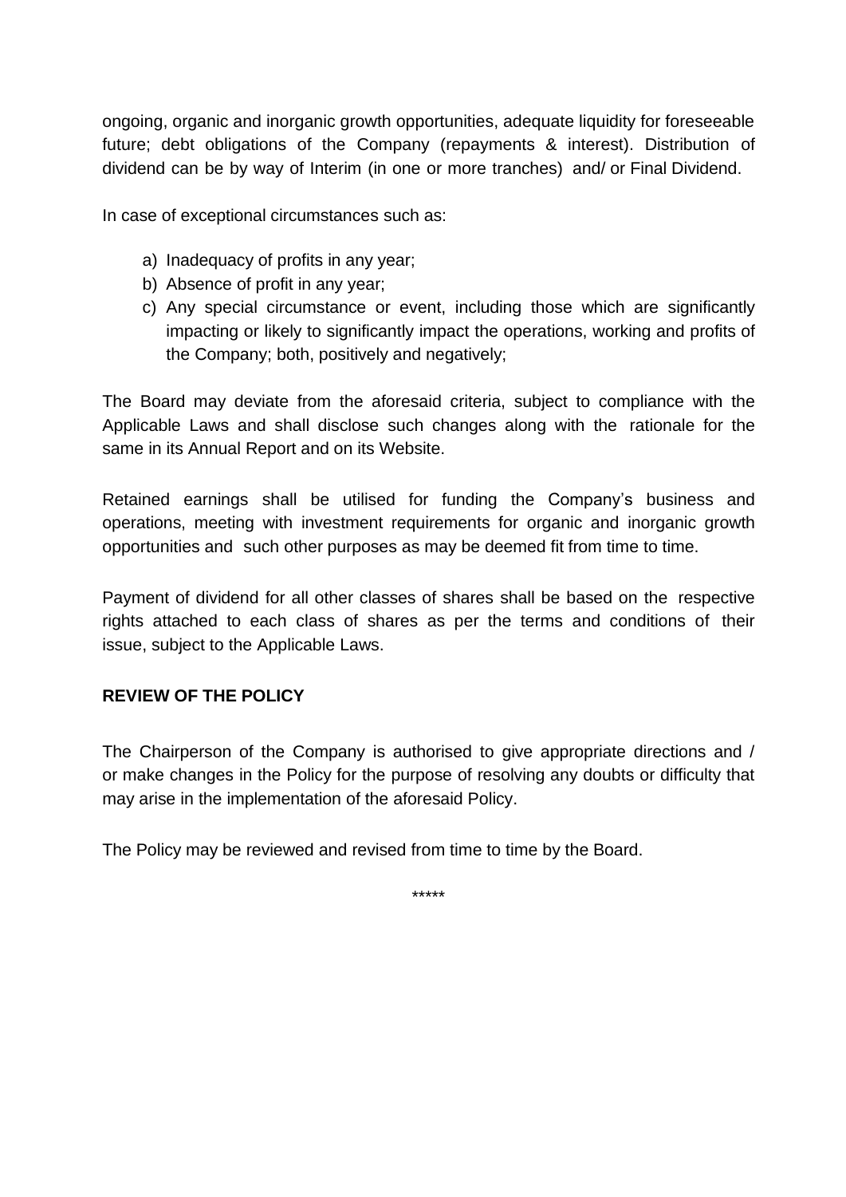ongoing, organic and inorganic growth opportunities, adequate liquidity for foreseeable future; debt obligations of the Company (repayments & interest). Distribution of dividend can be by way of Interim (in one or more tranches) and/ or Final Dividend.

In case of exceptional circumstances such as:

a) Inadequacy of profits in any year;
b) Absence of profit in any year;
c) Any special circumstance or event, including those which are significantly impacting or likely to significantly impact the operations, working and profits of the Company; both, positively and negatively;

The Board may deviate from the aforesaid criteria, subject to compliance with the Applicable Laws and shall disclose such changes along with the rationale for the same in its Annual Report and on its Website.

Retained earnings shall be utilised for funding the Company's business and operations, meeting with investment requirements for organic and inorganic growth opportunities and such other purposes as may be deemed fit from time to time.

Payment of dividend for all other classes of shares shall be based on the respective rights attached to each class of shares as per the terms and conditions of their issue, subject to the Applicable Laws.

**REVIEW OF THE POLICY**

The Chairperson of the Company is authorised to give appropriate directions and / or make changes in the Policy for the purpose of resolving any doubts or difficulty that may arise in the implementation of the aforesaid Policy.

The Policy may be reviewed and revised from time to time by the Board.

*****